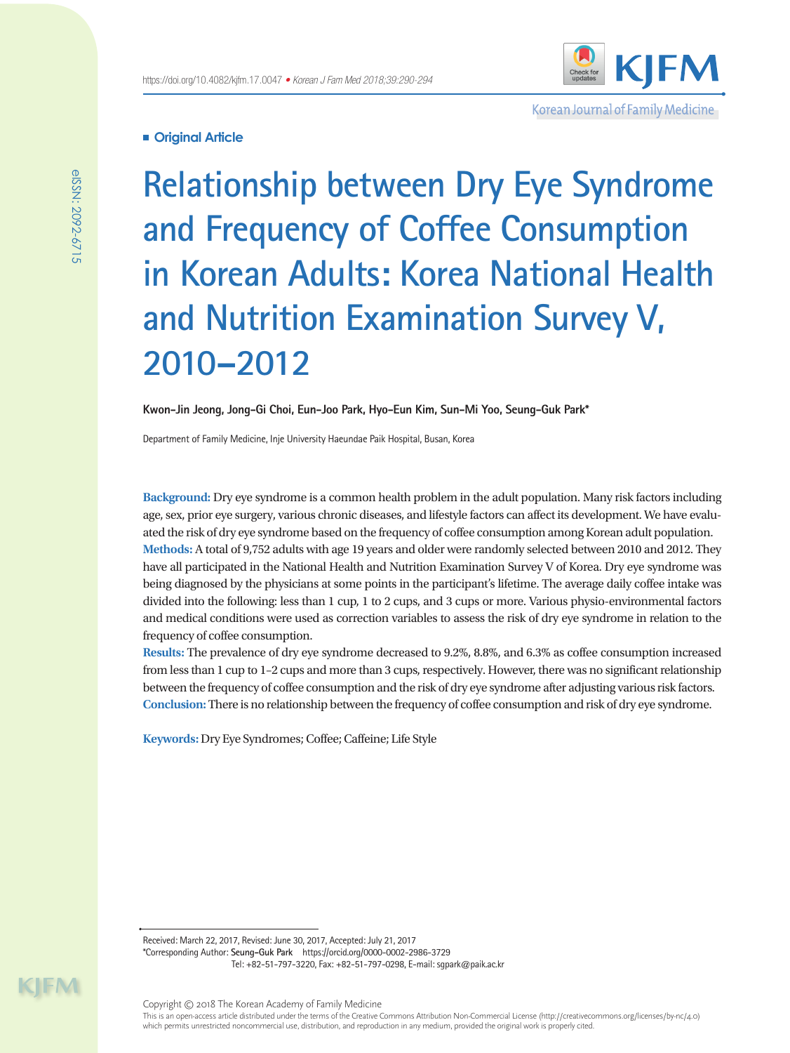**Original Article**

# Relationship between Dry Eye Syndrome and Frequency of Coffee Consumption in Korean Adults: Korea National Health and Nutrition Examination Survey V, 2010–2012

**Kwon-Jin Jeong, Jong-Gi Choi, Eun-Joo Park, Hyo-Eun Kim, Sun-Mi Yoo, Seung-Guk Park***

Department of Family Medicine, Inje University Haeundae Paik Hospital, Busan, Korea

**Background:** Dry eye syndrome is a common health problem in the adult population. Many risk factors including age, sex, prior eye surgery, various chronic diseases, and lifestyle factors can affect its development. We have evaluated the risk of dry eye syndrome based on the frequency of coffee consumption among Korean adult population.

**Methods:** A total of 9,752 adults with age 19 years and older were randomly selected between 2010 and 2012. They have all participated in the National Health and Nutrition Examination Survey V of Korea. Dry eye syndrome was being diagnosed by the physicians at some points in the participant's lifetime. The average daily coffee intake was divided into the following: less than 1 cup, 1 to 2 cups, and 3 cups or more. Various physio-environmental factors and medical conditions were used as correction variables to assess the risk of dry eye syndrome in relation to the frequency of coffee consumption.

**Results:** The prevalence of dry eye syndrome decreased to 9.2%, 8.8%, and 6.3% as coffee consumption increased from less than 1 cup to 1–2 cups and more than 3 cups, respectively. However, there was no significant relationship between the frequency of coffee consumption and the risk of dry eye syndrome after adjusting various risk factors.

**Conclusion:** There is no relationship between the frequency of coffee consumption and risk of dry eye syndrome.

**Keywords:** Dry Eye Syndromes; Coffee; Caffeine; Life Style

Received: March 22, 2017, Revised: June 30, 2017, Accepted: July 21, 2017

*Corresponding Author: **Seung-Guk Park** https://orcid.org/0000-0002-2986-3729

Tel: +82-51-797-3220, Fax: +82-51-797-0298, E-mail: sgpark@paik.ac.kr

Copyright © 2018 The Korean Academy of Family Medicine

This is an open-access article distributed under the terms of the Creative Commons Attribution Non-Commercial License (http://creativecommons.org/licenses/by-nc/4.0) which permits unrestricted noncommercial use, distribution, and reproduction in any medium, provided the original work is properly cited.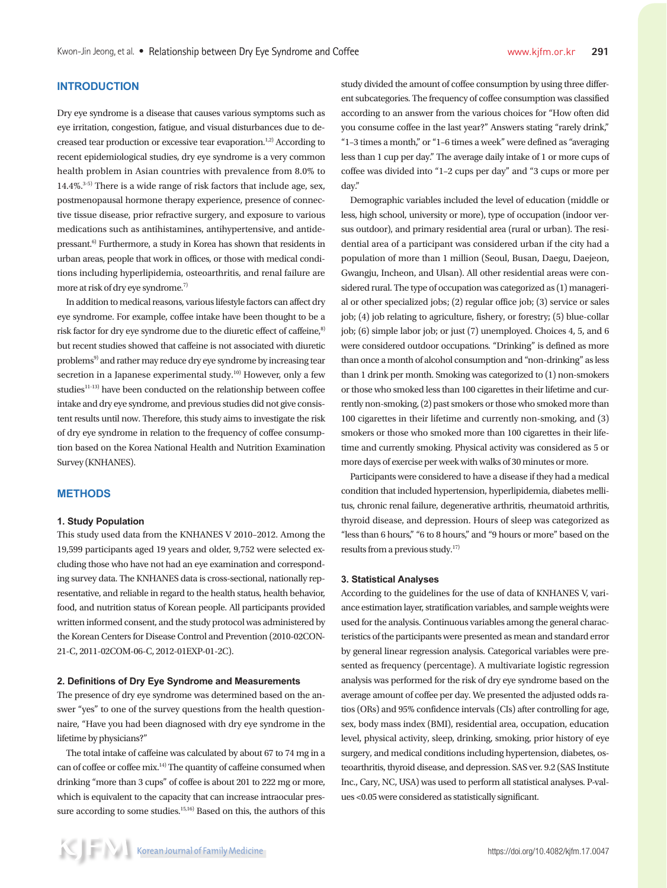## INTRODUCTION

Dry eye syndrome is a disease that causes various symptoms such as eye irritation, congestion, fatigue, and visual disturbances due to decreased tear production or excessive tear evaporation.[1,2] According to recent epidemiological studies, dry eye syndrome is a very common health problem in Asian countries with prevalence from 8.0% to 14.4%.[3-5] There is a wide range of risk factors that include age, sex, postmenopausal hormone therapy experience, presence of connective tissue disease, prior refractive surgery, and exposure to various medications such as antihistamines, antihypertensive, and antidepressant.[6] Furthermore, a study in Korea has shown that residents in urban areas, people that work in offices, or those with medical conditions including hyperlipidemia, osteoarthritis, and renal failure are more at risk of dry eye syndrome.[7]

In addition to medical reasons, various lifestyle factors can affect dry eye syndrome. For example, coffee intake have been thought to be a risk factor for dry eye syndrome due to the diuretic effect of caffeine,[8] but recent studies showed that caffeine is not associated with diuretic problems[9] and rather may reduce dry eye syndrome by increasing tear secretion in a Japanese experimental study.[10] However, only a few studies[11-13] have been conducted on the relationship between coffee intake and dry eye syndrome, and previous studies did not give consistent results until now. Therefore, this study aims to investigate the risk of dry eye syndrome in relation to the frequency of coffee consumption based on the Korea National Health and Nutrition Examination Survey (KNHANES).

## METHODS

### 1. Study Population

This study used data from the KNHANES V 2010–2012. Among the 19,599 participants aged 19 years and older, 9,752 were selected excluding those who have not had an eye examination and corresponding survey data. The KNHANES data is cross-sectional, nationally representative, and reliable in regard to the health status, health behavior, food, and nutrition status of Korean people. All participants provided written informed consent, and the study protocol was administered by the Korean Centers for Disease Control and Prevention (2010-02CON-21-C, 2011-02COM-06-C, 2012-01EXP-01-2C).

### 2. Definitions of Dry Eye Syndrome and Measurements

The presence of dry eye syndrome was determined based on the answer "yes" to one of the survey questions from the health questionnaire, "Have you had been diagnosed with dry eye syndrome in the lifetime by physicians?"

The total intake of caffeine was calculated by about 67 to 74 mg in a can of coffee or coffee mix.[14] The quantity of caffeine consumed when drinking "more than 3 cups" of coffee is about 201 to 222 mg or more, which is equivalent to the capacity that can increase intraocular pressure according to some studies.[15,16] Based on this, the authors of this study divided the amount of coffee consumption by using three different subcategories. The frequency of coffee consumption was classified according to an answer from the various choices for "How often did you consume coffee in the last year?" Answers stating "rarely drink," "1–3 times a month," or "1–6 times a week" were defined as "averaging less than 1 cup per day." The average daily intake of 1 or more cups of coffee was divided into "1–2 cups per day" and "3 cups or more per day."

Demographic variables included the level of education (middle or less, high school, university or more), type of occupation (indoor versus outdoor), and primary residential area (rural or urban). The residential area of a participant was considered urban if the city had a population of more than 1 million (Seoul, Busan, Daegu, Daejeon, Gwangju, Incheon, and Ulsan). All other residential areas were considered rural. The type of occupation was categorized as (1) managerial or other specialized jobs; (2) regular office job; (3) service or sales job; (4) job relating to agriculture, fishery, or forestry; (5) blue-collar job; (6) simple labor job; or just (7) unemployed. Choices 4, 5, and 6 were considered outdoor occupations. "Drinking" is defined as more than once a month of alcohol consumption and "non-drinking" as less than 1 drink per month. Smoking was categorized to (1) non-smokers or those who smoked less than 100 cigarettes in their lifetime and currently non-smoking, (2) past smokers or those who smoked more than 100 cigarettes in their lifetime and currently non-smoking, and (3) smokers or those who smoked more than 100 cigarettes in their lifetime and currently smoking. Physical activity was considered as 5 or more days of exercise per week with walks of 30 minutes or more.

Participants were considered to have a disease if they had a medical condition that included hypertension, hyperlipidemia, diabetes mellitus, chronic renal failure, degenerative arthritis, rheumatoid arthritis, thyroid disease, and depression. Hours of sleep was categorized as "less than 6 hours," "6 to 8 hours," and "9 hours or more" based on the results from a previous study.[17]

### 3. Statistical Analyses

According to the guidelines for the use of data of KNHANES V, variance estimation layer, stratification variables, and sample weights were used for the analysis. Continuous variables among the general characteristics of the participants were presented as mean and standard error by general linear regression analysis. Categorical variables were presented as frequency (percentage). A multivariate logistic regression analysis was performed for the risk of dry eye syndrome based on the average amount of coffee per day. We presented the adjusted odds ratios (ORs) and 95% confidence intervals (CIs) after controlling for age, sex, body mass index (BMI), residential area, occupation, education level, physical activity, sleep, drinking, smoking, prior history of eye surgery, and medical conditions including hypertension, diabetes, osteoarthritis, thyroid disease, and depression. SAS ver. 9.2 (SAS Institute Inc., Cary, NC, USA) was used to perform all statistical analyses. P-values <0.05 were considered as statistically significant.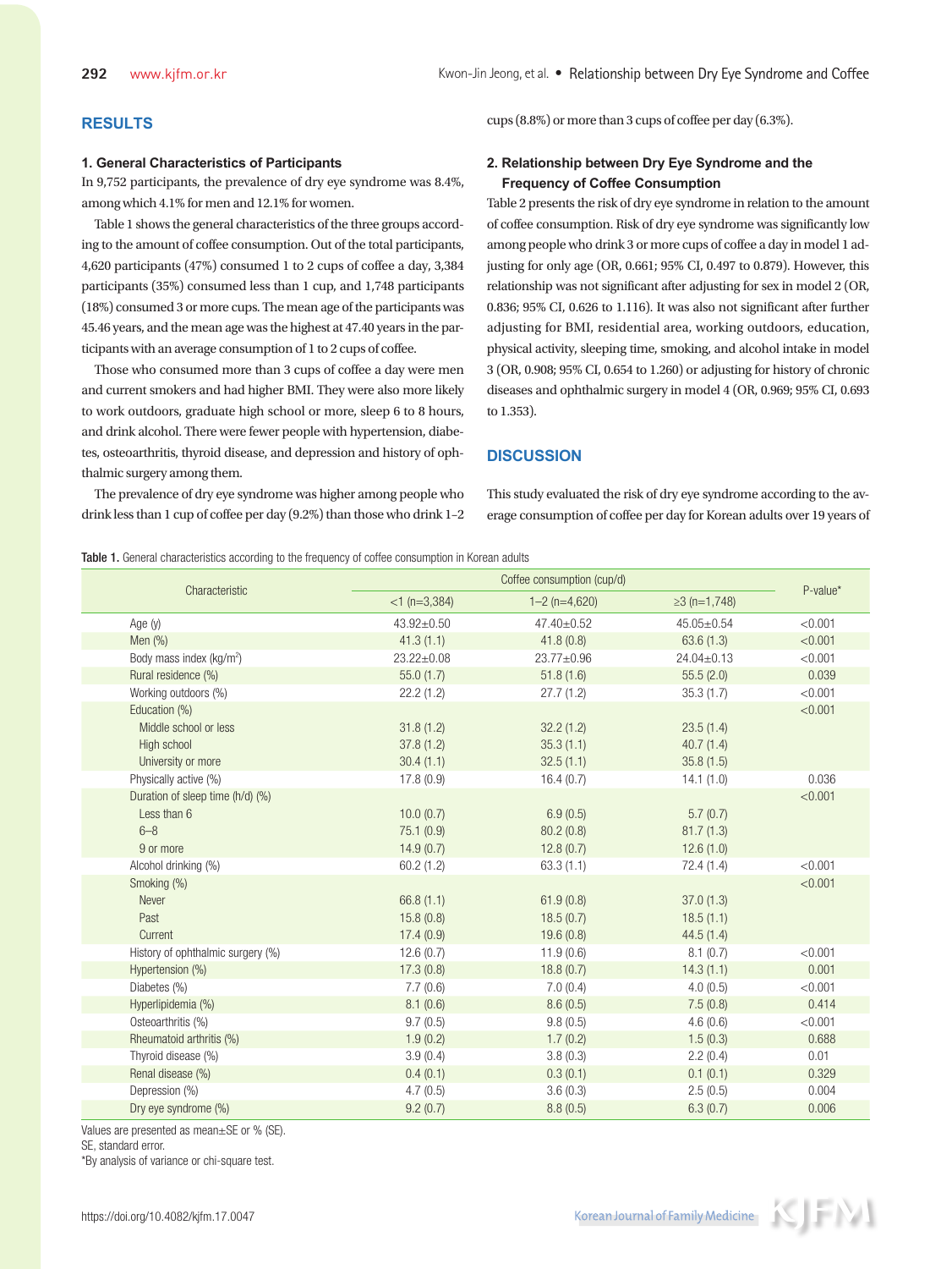## RESULTS

### 1. General Characteristics of Participants

In 9,752 participants, the prevalence of dry eye syndrome was 8.4%, among which 4.1% for men and 12.1% for women.

Table 1 shows the general characteristics of the three groups according to the amount of coffee consumption. Out of the total participants, 4,620 participants (47%) consumed 1 to 2 cups of coffee a day, 3,384 participants (35%) consumed less than 1 cup, and 1,748 participants (18%) consumed 3 or more cups. The mean age of the participants was 45.46 years, and the mean age was the highest at 47.40 years in the participants with an average consumption of 1 to 2 cups of coffee.

Those who consumed more than 3 cups of coffee a day were men and current smokers and had higher BMI. They were also more likely to work outdoors, graduate high school or more, sleep 6 to 8 hours, and drink alcohol. There were fewer people with hypertension, diabetes, osteoarthritis, thyroid disease, and depression and history of ophthalmic surgery among them.

The prevalence of dry eye syndrome was higher among people who drink less than 1 cup of coffee per day (9.2%) than those who drink 1–2 cups (8.8%) or more than 3 cups of coffee per day (6.3%).

### 2. Relationship between Dry Eye Syndrome and the Frequency of Coffee Consumption

Table 2 presents the risk of dry eye syndrome in relation to the amount of coffee consumption. Risk of dry eye syndrome was significantly low among people who drink 3 or more cups of coffee a day in model 1 adjusting for only age (OR, 0.661; 95% CI, 0.497 to 0.879). However, this relationship was not significant after adjusting for sex in model 2 (OR, 0.836; 95% CI, 0.626 to 1.116). It was also not significant after further adjusting for BMI, residential area, working outdoors, education, physical activity, sleeping time, smoking, and alcohol intake in model 3 (OR, 0.908; 95% CI, 0.654 to 1.260) or adjusting for history of chronic diseases and ophthalmic surgery in model 4 (OR, 0.969; 95% CI, 0.693 to 1.353).

## DISCUSSION

This study evaluated the risk of dry eye syndrome according to the average consumption of coffee per day for Korean adults over 19 years of

**Table 1.** General characteristics according to the frequency of coffee consumption in Korean adults

| Characteristic | Coffee consumption (cup/d) | | | P-value* |
|---|---|---|---|---|
| | <1 (n=3,384) | 1–2 (n=4,620) | ≥3 (n=1,748) | |
| Age (y) | 43.92±0.50 | 47.40±0.52 | 45.05±0.54 | <0.001 |
| Men (%) | 41.3 (1.1) | 41.8 (0.8) | 63.6 (1.3) | <0.001 |
| Body mass index (kg/m$^2$) | 23.22±0.08 | 23.77±0.96 | 24.04±0.13 | <0.001 |
| Rural residence (%) | 55.0 (1.7) | 51.8 (1.6) | 55.5 (2.0) | 0.039 |
| Working outdoors (%) | 22.2 (1.2) | 27.7 (1.2) | 35.3 (1.7) | <0.001 |
| Education (%) | | | | <0.001 |
| Middle school or less | 31.8 (1.2) | 32.2 (1.2) | 23.5 (1.4) | |
| High school | 37.8 (1.2) | 35.3 (1.1) | 40.7 (1.4) | |
| University or more | 30.4 (1.1) | 32.5 (1.1) | 35.8 (1.5) | |
| Physically active (%) | 17.8 (0.9) | 16.4 (0.7) | 14.1 (1.0) | 0.036 |
| Duration of sleep time (h/d) (%) | | | | <0.001 |
| Less than 6 | 10.0 (0.7) | 6.9 (0.5) | 5.7 (0.7) | |
| 6–8 | 75.1 (0.9) | 80.2 (0.8) | 81.7 (1.3) | |
| 9 or more | 14.9 (0.7) | 12.8 (0.7) | 12.6 (1.0) | |
| Alcohol drinking (%) | 60.2 (1.2) | 63.3 (1.1) | 72.4 (1.4) | <0.001 |
| Smoking (%) | | | | <0.001 |
| Never | 66.8 (1.1) | 61.9 (0.8) | 37.0 (1.3) | |
| Past | 15.8 (0.8) | 18.5 (0.7) | 18.5 (1.1) | |
| Current | 17.4 (0.9) | 19.6 (0.8) | 44.5 (1.4) | |
| History of ophthalmic surgery (%) | 12.6 (0.7) | 11.9 (0.6) | 8.1 (0.7) | <0.001 |
| Hypertension (%) | 17.3 (0.8) | 18.8 (0.7) | 14.3 (1.1) | 0.001 |
| Diabetes (%) | 7.7 (0.6) | 7.0 (0.4) | 4.0 (0.5) | <0.001 |
| Hyperlipidemia (%) | 8.1 (0.6) | 8.6 (0.5) | 7.5 (0.8) | 0.414 |
| Osteoarthritis (%) | 9.7 (0.5) | 9.8 (0.5) | 4.6 (0.6) | <0.001 |
| Rheumatoid arthritis (%) | 1.9 (0.2) | 1.7 (0.2) | 1.5 (0.3) | 0.688 |
| Thyroid disease (%) | 3.9 (0.4) | 3.8 (0.3) | 2.2 (0.4) | 0.01 |
| Renal disease (%) | 0.4 (0.1) | 0.3 (0.1) | 0.1 (0.1) | 0.329 |
| Depression (%) | 4.7 (0.5) | 3.6 (0.3) | 2.5 (0.5) | 0.004 |
| Dry eye syndrome (%) | 9.2 (0.7) | 8.8 (0.5) | 6.3 (0.7) | 0.006 |

Values are presented as mean±SE or % (SE).
SE, standard error.
*By analysis of variance or chi-square test.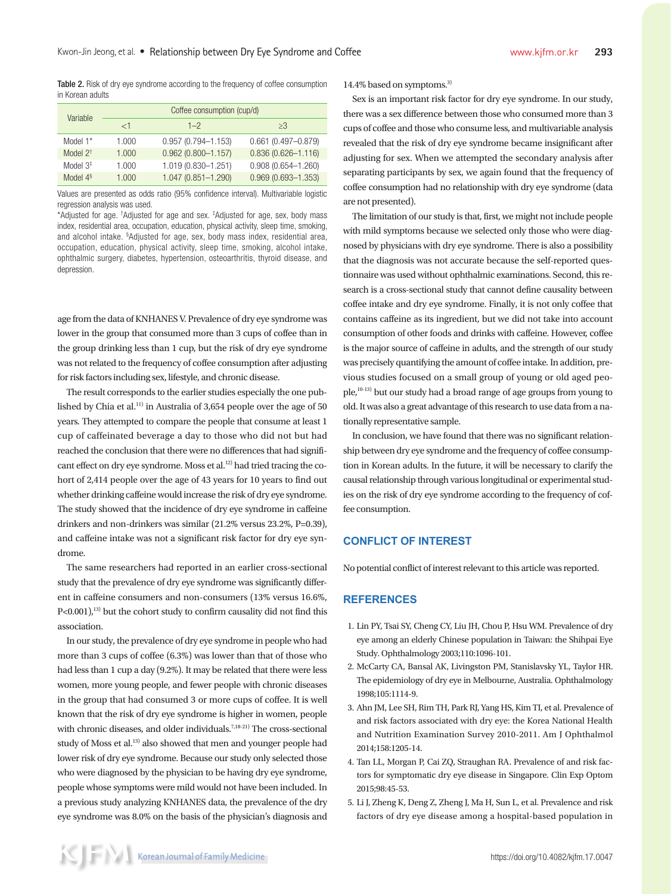**Table 2.** Risk of dry eye syndrome according to the frequency of coffee consumption in Korean adults

| Variable | Coffee consumption (cup/d) | | |
|---|---|---|---|
| | <1 | 1–2 | ≥3 |
| Model 1* | 1.000 | 0.957 (0.794–1.153) | 0.661 (0.497–0.879) |
| Model 2† | 1.000 | 0.962 (0.800–1.157) | 0.836 (0.626–1.116) |
| Model 3‡ | 1.000 | 1.019 (0.830–1.251) | 0.908 (0.654–1.260) |
| Model 4§ | 1.000 | 1.047 (0.851–1.290) | 0.969 (0.693–1.353) |

Values are presented as odds ratio (95% confidence interval). Multivariable logistic regression analysis was used.
*Adjusted for age. †Adjusted for age and sex. ‡Adjusted for age, sex, body mass index, residential area, occupation, education, physical activity, sleep time, smoking, and alcohol intake. §Adjusted for age, sex, body mass index, residential area, occupation, education, physical activity, sleep time, smoking, alcohol intake, ophthalmic surgery, diabetes, hypertension, osteoarthritis, thyroid disease, and depression.

age from the data of KNHANES V. Prevalence of dry eye syndrome was lower in the group that consumed more than 3 cups of coffee than in the group drinking less than 1 cup, but the risk of dry eye syndrome was not related to the frequency of coffee consumption after adjusting for risk factors including sex, lifestyle, and chronic disease.

The result corresponds to the earlier studies especially the one published by Chia et al.[11] in Australia of 3,654 people over the age of 50 years. They attempted to compare the people that consume at least 1 cup of caffeinated beverage a day to those who did not but had reached the conclusion that there were no differences that had significant effect on dry eye syndrome. Moss et al.[12] had tried tracing the cohort of 2,414 people over the age of 43 years for 10 years to find out whether drinking caffeine would increase the risk of dry eye syndrome. The study showed that the incidence of dry eye syndrome in caffeine drinkers and non-drinkers was similar (21.2% versus 23.2%, P=0.39), and caffeine intake was not a significant risk factor for dry eye syndrome.

The same researchers had reported in an earlier cross-sectional study that the prevalence of dry eye syndrome was significantly different in caffeine consumers and non-consumers (13% versus 16.6%, P<0.001),[13] but the cohort study to confirm causality did not find this association.

In our study, the prevalence of dry eye syndrome in people who had more than 3 cups of coffee (6.3%) was lower than that of those who had less than 1 cup a day (9.2%). It may be related that there were less women, more young people, and fewer people with chronic diseases in the group that had consumed 3 or more cups of coffee. It is well known that the risk of dry eye syndrome is higher in women, people with chronic diseases, and older individuals.[7,18-21] The cross-sectional study of Moss et al.[13] also showed that men and younger people had lower risk of dry eye syndrome. Because our study only selected those who were diagnosed by the physician to be having dry eye syndrome, people whose symptoms were mild would not have been included. In a previous study analyzing KNHANES data, the prevalence of the dry eye syndrome was 8.0% on the basis of the physician's diagnosis and 14.4% based on symptoms.[3]

Sex is an important risk factor for dry eye syndrome. In our study, there was a sex difference between those who consumed more than 3 cups of coffee and those who consume less, and multivariable analysis revealed that the risk of dry eye syndrome became insignificant after adjusting for sex. When we attempted the secondary analysis after separating participants by sex, we again found that the frequency of coffee consumption had no relationship with dry eye syndrome (data are not presented).

The limitation of our study is that, first, we might not include people with mild symptoms because we selected only those who were diagnosed by physicians with dry eye syndrome. There is also a possibility that the diagnosis was not accurate because the self-reported questionnaire was used without ophthalmic examinations. Second, this research is a cross-sectional study that cannot define causality between coffee intake and dry eye syndrome. Finally, it is not only coffee that contains caffeine as its ingredient, but we did not take into account consumption of other foods and drinks with caffeine. However, coffee is the major source of caffeine in adults, and the strength of our study was precisely quantifying the amount of coffee intake. In addition, previous studies focused on a small group of young or old aged people,[10-13] but our study had a broad range of age groups from young to old. It was also a great advantage of this research to use data from a nationally representative sample.

In conclusion, we have found that there was no significant relationship between dry eye syndrome and the frequency of coffee consumption in Korean adults. In the future, it will be necessary to clarify the causal relationship through various longitudinal or experimental studies on the risk of dry eye syndrome according to the frequency of coffee consumption.

## CONFLICT OF INTEREST

No potential conflict of interest relevant to this article was reported.

## REFERENCES

1. Lin PY, Tsai SY, Cheng CY, Liu JH, Chou P, Hsu WM. Prevalence of dry eye among an elderly Chinese population in Taiwan: the Shihpai Eye Study. Ophthalmology 2003;110:1096-101.
2. McCarty CA, Bansal AK, Livingston PM, Stanislavsky YL, Taylor HR. The epidemiology of dry eye in Melbourne, Australia. Ophthalmology 1998;105:1114-9.
3. Ahn JM, Lee SH, Rim TH, Park RJ, Yang HS, Kim TI, et al. Prevalence of and risk factors associated with dry eye: the Korea National Health and Nutrition Examination Survey 2010-2011. Am J Ophthalmol 2014;158:1205-14.
4. Tan LL, Morgan P, Cai ZQ, Straughan RA. Prevalence of and risk factors for symptomatic dry eye disease in Singapore. Clin Exp Optom 2015;98:45-53.
5. Li J, Zheng K, Deng Z, Zheng J, Ma H, Sun L, et al. Prevalence and risk factors of dry eye disease among a hospital-based population in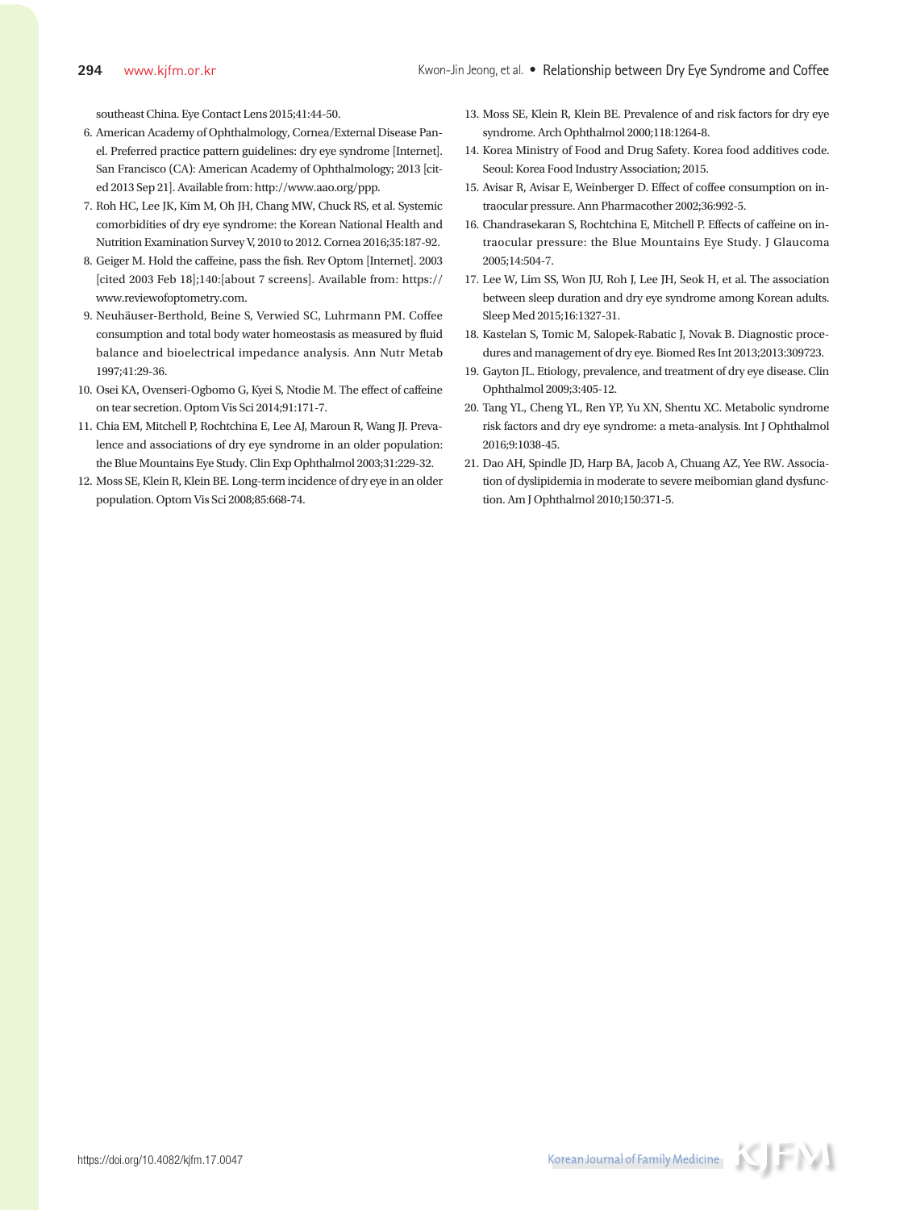southeast China. Eye Contact Lens 2015;41:44-50.

6. American Academy of Ophthalmology, Cornea/External Disease Panel. Preferred practice pattern guidelines: dry eye syndrome [Internet]. San Francisco (CA): American Academy of Ophthalmology; 2013 [cited 2013 Sep 21]. Available from: http://www.aao.org/ppp.
7. Roh HC, Lee JK, Kim M, Oh JH, Chang MW, Chuck RS, et al. Systemic comorbidities of dry eye syndrome: the Korean National Health and Nutrition Examination Survey V, 2010 to 2012. Cornea 2016;35:187-92.
8. Geiger M. Hold the caffeine, pass the fish. Rev Optom [Internet]. 2003 [cited 2003 Feb 18];140:[about 7 screens]. Available from: https://www.reviewofoptometry.com.
9. Neuhäuser-Berthold, Beine S, Verwied SC, Luhrmann PM. Coffee consumption and total body water homeostasis as measured by fluid balance and bioelectrical impedance analysis. Ann Nutr Metab 1997;41:29-36.
10. Osei KA, Ovenseri-Ogbomo G, Kyei S, Ntodie M. The effect of caffeine on tear secretion. Optom Vis Sci 2014;91:171-7.
11. Chia EM, Mitchell P, Rochtchina E, Lee AJ, Maroun R, Wang JJ. Prevalence and associations of dry eye syndrome in an older population: the Blue Mountains Eye Study. Clin Exp Ophthalmol 2003;31:229-32.
12. Moss SE, Klein R, Klein BE. Long-term incidence of dry eye in an older population. Optom Vis Sci 2008;85:668-74.
13. Moss SE, Klein R, Klein BE. Prevalence of and risk factors for dry eye syndrome. Arch Ophthalmol 2000;118:1264-8.
14. Korea Ministry of Food and Drug Safety. Korea food additives code. Seoul: Korea Food Industry Association; 2015.
15. Avisar R, Avisar E, Weinberger D. Effect of coffee consumption on intraocular pressure. Ann Pharmacother 2002;36:992-5.
16. Chandrasekaran S, Rochtchina E, Mitchell P. Effects of caffeine on intraocular pressure: the Blue Mountains Eye Study. J Glaucoma 2005;14:504-7.
17. Lee W, Lim SS, Won JU, Roh J, Lee JH, Seok H, et al. The association between sleep duration and dry eye syndrome among Korean adults. Sleep Med 2015;16:1327-31.
18. Kastelan S, Tomic M, Salopek-Rabatic J, Novak B. Diagnostic procedures and management of dry eye. Biomed Res Int 2013;2013:309723.
19. Gayton JL. Etiology, prevalence, and treatment of dry eye disease. Clin Ophthalmol 2009;3:405-12.
20. Tang YL, Cheng YL, Ren YP, Yu XN, Shentu XC. Metabolic syndrome risk factors and dry eye syndrome: a meta-analysis. Int J Ophthalmol 2016;9:1038-45.
21. Dao AH, Spindle JD, Harp BA, Jacob A, Chuang AZ, Yee RW. Association of dyslipidemia in moderate to severe meibomian gland dysfunction. Am J Ophthalmol 2010;150:371-5.